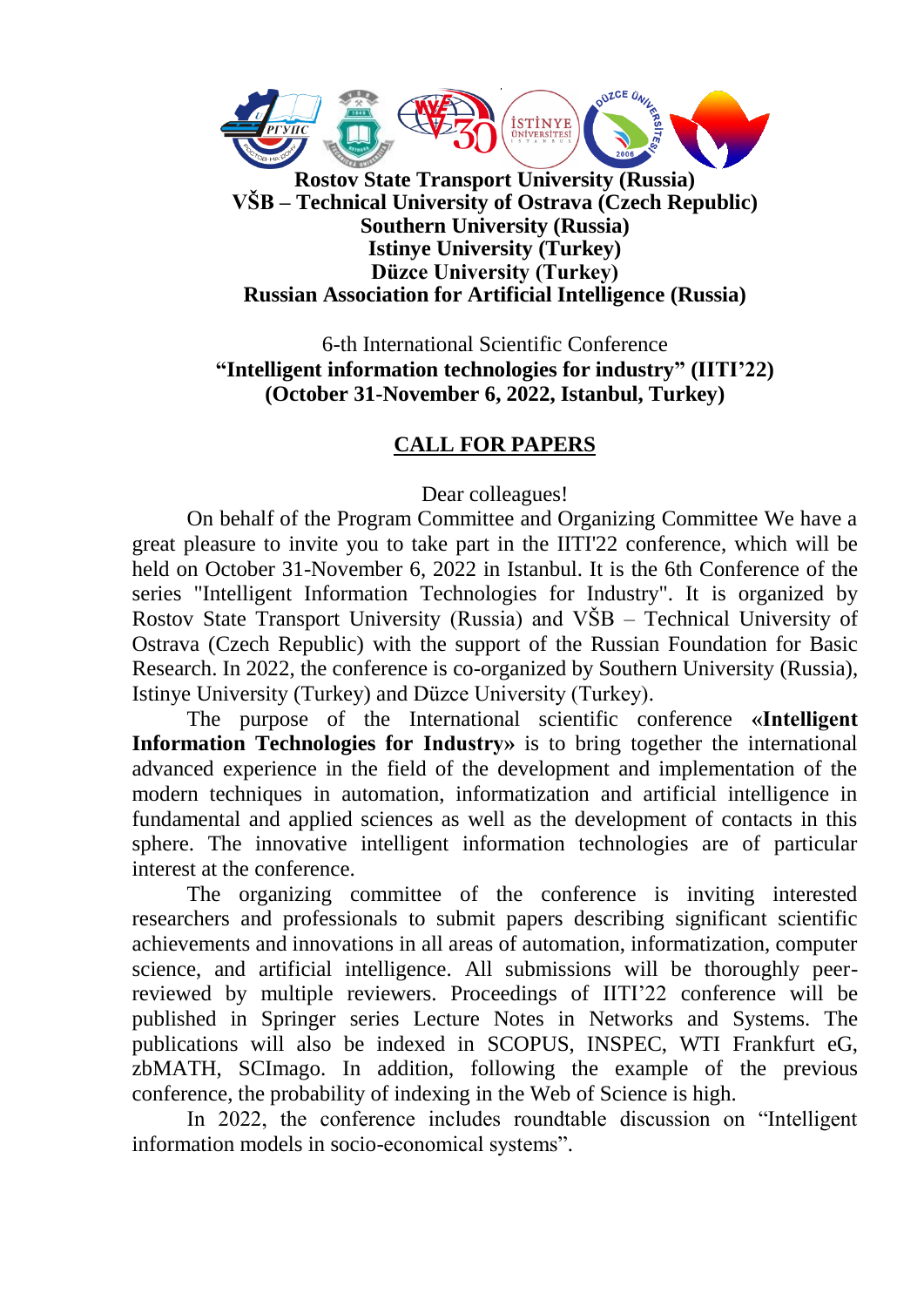**Rostov State Transport University (Russia)**
**VŠB – Technical University of Ostrava (Czech Republic)**
**Southern University (Russia)**
**Istinye University (Turkey)**
**Düzce University (Turkey)**
**Russian Association for Artificial Intelligence (Russia)**

6-th International Scientific Conference
**“Intelligent information technologies for industry” (IITI’22)**
**(October 31-November 6, 2022, Istanbul, Turkey)**

## CALL FOR PAPERS

Dear colleagues!

On behalf of the Program Committee and Organizing Committee We have a great pleasure to invite you to take part in the IITI'22 conference, which will be held on October 31-November 6, 2022 in Istanbul. It is the 6th Conference of the series "Intelligent Information Technologies for Industry". It is organized by Rostov State Transport University (Russia) and VŠB – Technical University of Ostrava (Czech Republic) with the support of the Russian Foundation for Basic Research. In 2022, the conference is co-organized by Southern University (Russia), Istinye University (Turkey) and Düzce University (Turkey).

The purpose of the International scientific conference **«Intelligent Information Technologies for Industry»** is to bring together the international advanced experience in the field of the development and implementation of the modern techniques in automation, informatization and artificial intelligence in fundamental and applied sciences as well as the development of contacts in this sphere. The innovative intelligent information technologies are of particular interest at the conference.

The organizing committee of the conference is inviting interested researchers and professionals to submit papers describing significant scientific achievements and innovations in all areas of automation, informatization, computer science, and artificial intelligence. All submissions will be thoroughly peer-reviewed by multiple reviewers. Proceedings of IITI’22 conference will be published in Springer series Lecture Notes in Networks and Systems. The publications will also be indexed in SCOPUS, INSPEC, WTI Frankfurt eG, zbMATH, SCImago. In addition, following the example of the previous conference, the probability of indexing in the Web of Science is high.

In 2022, the conference includes roundtable discussion on “Intelligent information models in socio-economical systems”.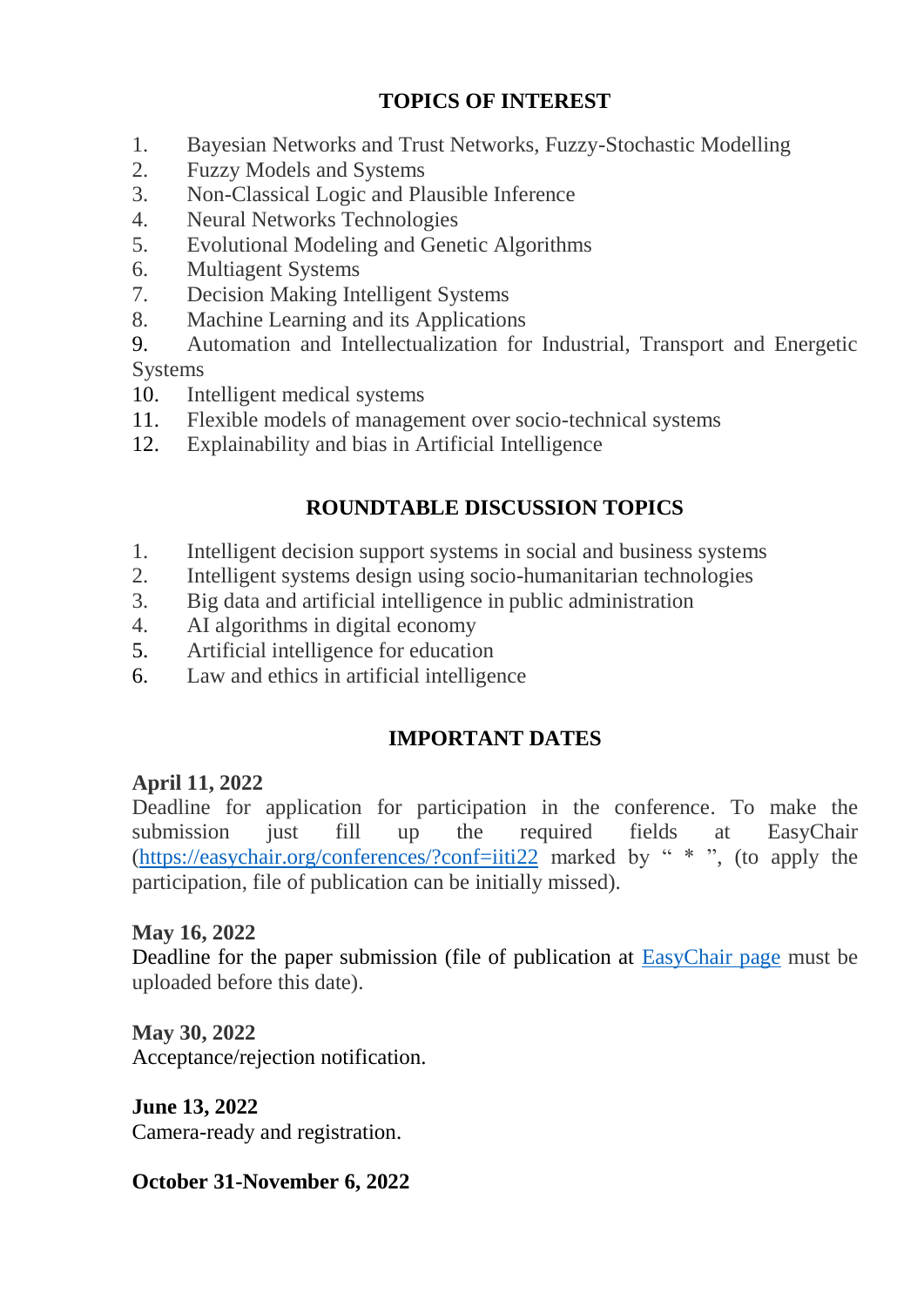## TOPICS OF INTEREST

1. Bayesian Networks and Trust Networks, Fuzzy-Stochastic Modelling
2. Fuzzy Models and Systems
3. Non-Classical Logic and Plausible Inference
4. Neural Networks Technologies
5. Evolutional Modeling and Genetic Algorithms
6. Multiagent Systems
7. Decision Making Intelligent Systems
8. Machine Learning and its Applications
9. Automation and Intellectualization for Industrial, Transport and Energetic Systems
10. Intelligent medical systems
11. Flexible models of management over socio-technical systems
12. Explainability and bias in Artificial Intelligence

## ROUNDTABLE DISCUSSION TOPICS

1. Intelligent decision support systems in social and business systems
2. Intelligent systems design using socio-humanitarian technologies
3. Big data and artificial intelligence in public administration
4. AI algorithms in digital economy
5. Artificial intelligence for education
6. Law and ethics in artificial intelligence

## IMPORTANT DATES

**April 11, 2022**
Deadline for application for participation in the conference. To make the submission just fill up the required fields at EasyChair (https://easychair.org/conferences/?conf=iiti22 marked by " * ", (to apply the participation, file of publication can be initially missed).

**May 16, 2022**
Deadline for the paper submission (file of publication at EasyChair page must be uploaded before this date).

**May 30, 2022**
Acceptance/rejection notification.

**June 13, 2022**
Camera-ready and registration.

**October 31-November 6, 2022**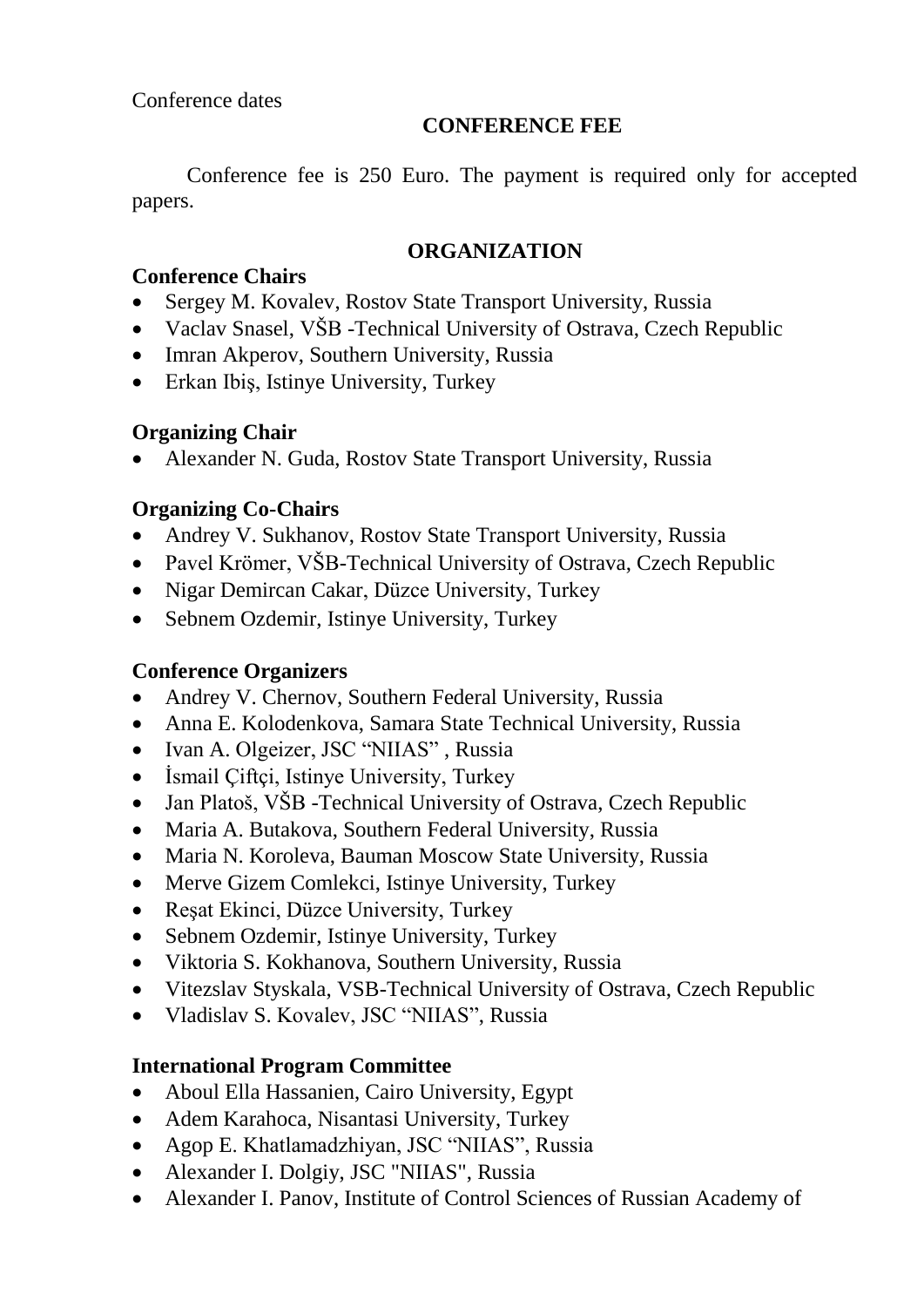Conference dates

## CONFERENCE FEE

Conference fee is 250 Euro. The payment is required only for accepted papers.

## ORGANIZATION

**Conference Chairs**

- Sergey M. Kovalev, Rostov State Transport University, Russia
- Vaclav Snasel, VŠB -Technical University of Ostrava, Czech Republic
- Imran Akperov, Southern University, Russia
- Erkan Ibiş, Istinye University, Turkey

**Organizing Chair**

- Alexander N. Guda, Rostov State Transport University, Russia

**Organizing Co-Chairs**

- Andrey V. Sukhanov, Rostov State Transport University, Russia
- Pavel Krömer, VŠB-Technical University of Ostrava, Czech Republic
- Nigar Demircan Cakar, Düzce University, Turkey
- Sebnem Ozdemir, Istinye University, Turkey

**Conference Organizers**

- Andrey V. Chernov, Southern Federal University, Russia
- Anna E. Kolodenkova, Samara State Technical University, Russia
- Ivan A. Olgeizer, JSC "NIIAS" , Russia
- İsmail Çiftçi, Istinye University, Turkey
- Jan Platoš, VŠB -Technical University of Ostrava, Czech Republic
- Maria A. Butakova, Southern Federal University, Russia
- Maria N. Koroleva, Bauman Moscow State University, Russia
- Merve Gizem Comlekci, Istinye University, Turkey
- Reşat Ekinci, Düzce University, Turkey
- Sebnem Ozdemir, Istinye University, Turkey
- Viktoria S. Kokhanova, Southern University, Russia
- Vitezslav Styskala, VSB-Technical University of Ostrava, Czech Republic
- Vladislav S. Kovalev, JSC "NIIAS", Russia

**International Program Committee**

- Aboul Ella Hassanien, Cairo University, Egypt
- Adem Karahoca, Nisantasi University, Turkey
- Agop E. Khatlamadzhiyan, JSC "NIIAS", Russia
- Alexander I. Dolgiy, JSC "NIIAS", Russia
- Alexander I. Panov, Institute of Control Sciences of Russian Academy of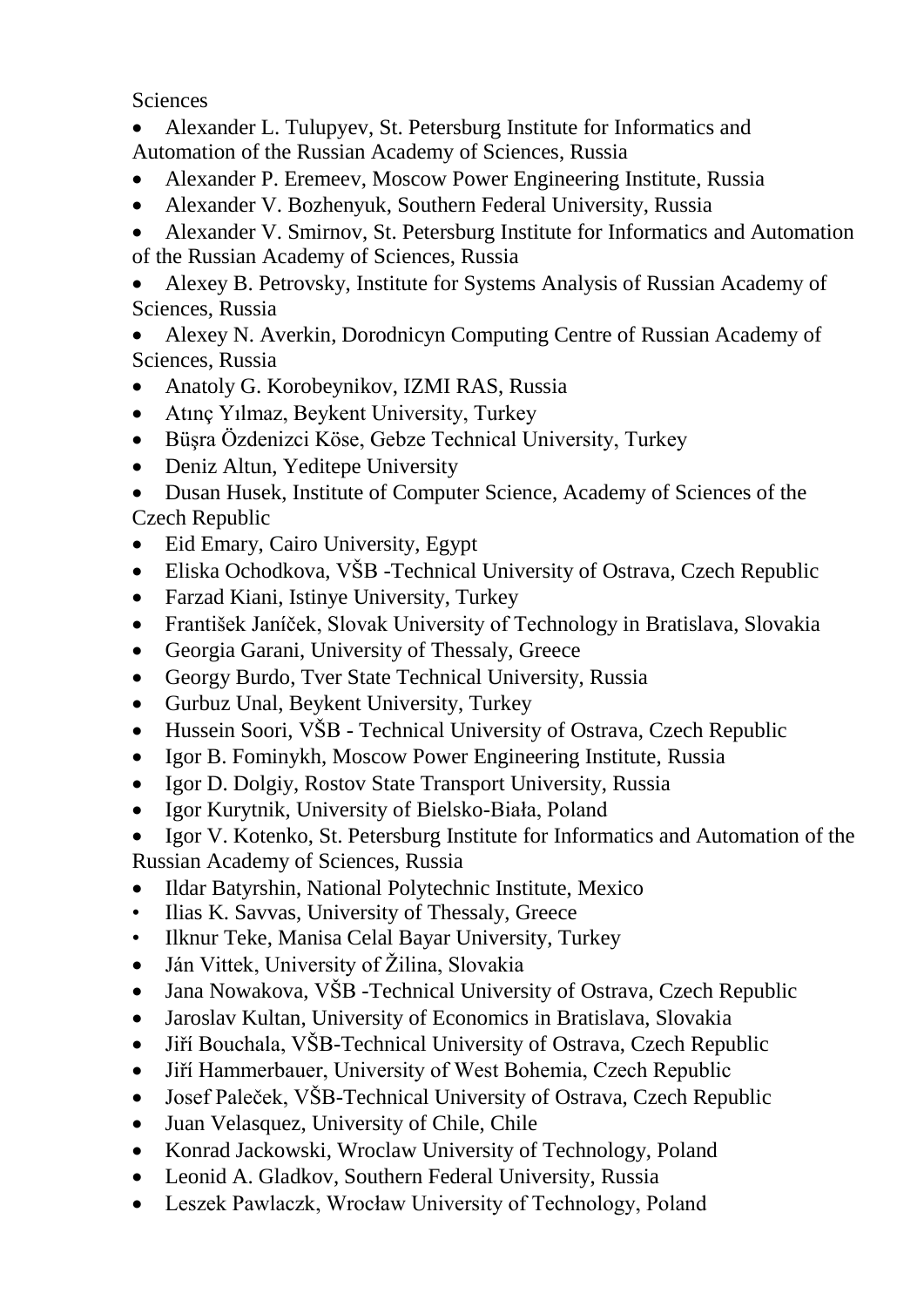Sciences

- Alexander L. Tulupyev, St. Petersburg Institute for Informatics and Automation of the Russian Academy of Sciences, Russia
- Alexander P. Eremeev, Moscow Power Engineering Institute, Russia
- Alexander V. Bozhenyuk, Southern Federal University, Russia
- Alexander V. Smirnov, St. Petersburg Institute for Informatics and Automation of the Russian Academy of Sciences, Russia
- Alexey B. Petrovsky, Institute for Systems Analysis of Russian Academy of Sciences, Russia
- Alexey N. Averkin, Dorodnicyn Computing Centre of Russian Academy of Sciences, Russia
- Anatoly G. Korobeynikov, IZMI RAS, Russia
- Atınç Yılmaz, Beykent University, Turkey
- Büşra Özdenizci Köse, Gebze Technical University, Turkey
- Deniz Altun, Yeditepe University
- Dusan Husek, Institute of Computer Science, Academy of Sciences of the Czech Republic
- Eid Emary, Cairo University, Egypt
- Eliska Ochodkova, VŠB -Technical University of Ostrava, Czech Republic
- Farzad Kiani, Istinye University, Turkey
- František Janíček, Slovak University of Technology in Bratislava, Slovakia
- Georgia Garani, University of Thessaly, Greece
- Georgy Burdo, Tver State Technical University, Russia
- Gurbuz Unal, Beykent University, Turkey
- Hussein Soori, VŠB - Technical University of Ostrava, Czech Republic
- Igor B. Fominykh, Moscow Power Engineering Institute, Russia
- Igor D. Dolgiy, Rostov State Transport University, Russia
- Igor Kurytnik, University of Bielsko-Biała, Poland
- Igor V. Kotenko, St. Petersburg Institute for Informatics and Automation of the Russian Academy of Sciences, Russia
- Ildar Batyrshin, National Polytechnic Institute, Mexico
- Ilias K. Savvas, University of Thessaly, Greece
- Ilknur Teke, Manisa Celal Bayar University, Turkey
- Ján Vittek, University of Žilina, Slovakia
- Jana Nowakova, VŠB -Technical University of Ostrava, Czech Republic
- Jaroslav Kultan, University of Economics in Bratislava, Slovakia
- Jiří Bouchala, VŠB-Technical University of Ostrava, Czech Republic
- Jiří Hammerbauer, University of West Bohemia, Czech Republic
- Josef Paleček, VŠB-Technical University of Ostrava, Czech Republic
- Juan Velasquez, University of Chile, Chile
- Konrad Jackowski, Wroclaw University of Technology, Poland
- Leonid A. Gladkov, Southern Federal University, Russia
- Leszek Pawlaczk, Wrocław University of Technology, Poland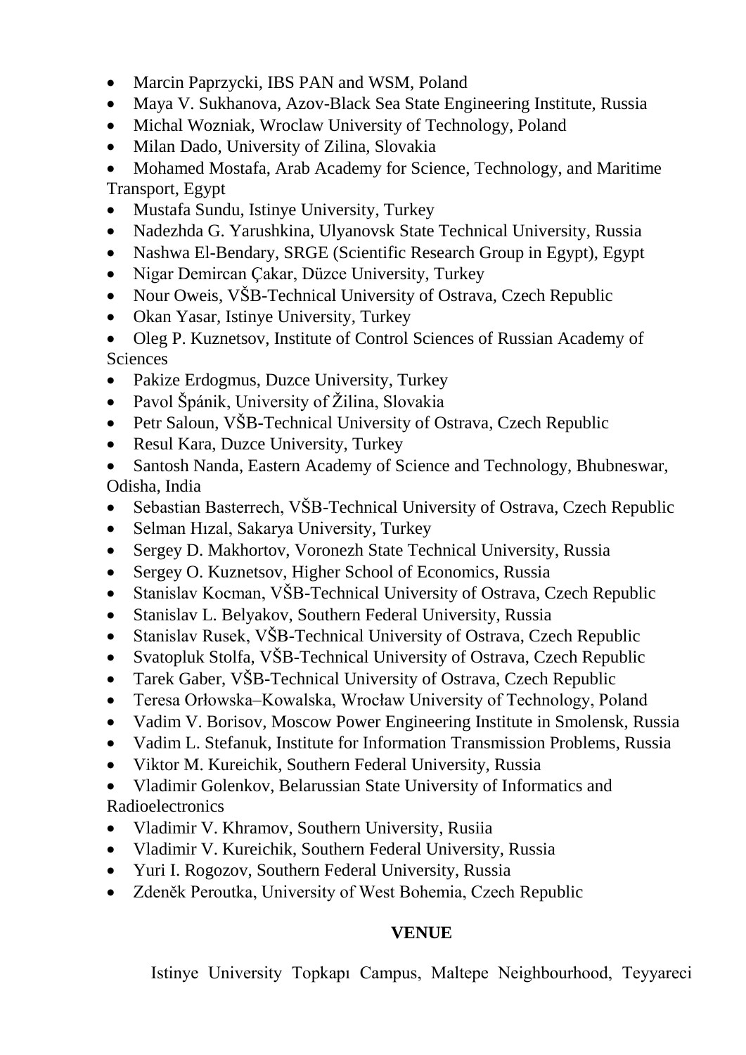- Marcin Paprzycki, IBS PAN and WSM, Poland
- Maya V. Sukhanova, Azov-Black Sea State Engineering Institute, Russia
- Michal Wozniak, Wroclaw University of Technology, Poland
- Milan Dado, University of Zilina, Slovakia
- Mohamed Mostafa, Arab Academy for Science, Technology, and Maritime Transport, Egypt
- Mustafa Sundu, Istinye University, Turkey
- Nadezhda G. Yarushkina, Ulyanovsk State Technical University, Russia
- Nashwa El-Bendary, SRGE (Scientific Research Group in Egypt), Egypt
- Nigar Demircan Çakar, Düzce University, Turkey
- Nour Oweis, VŠB-Technical University of Ostrava, Czech Republic
- Okan Yasar, Istinye University, Turkey
- Oleg P. Kuznetsov, Institute of Control Sciences of Russian Academy of Sciences
- Pakize Erdogmus, Duzce University, Turkey
- Pavol Špánik, University of Žilina, Slovakia
- Petr Saloun, VŠB-Technical University of Ostrava, Czech Republic
- Resul Kara, Duzce University, Turkey
- Santosh Nanda, Eastern Academy of Science and Technology, Bhubneswar, Odisha, India
- Sebastian Basterrech, VŠB-Technical University of Ostrava, Czech Republic
- Selman Hızal, Sakarya University, Turkey
- Sergey D. Makhortov, Voronezh State Technical University, Russia
- Sergey O. Kuznetsov, Higher School of Economics, Russia
- Stanislav Kocman, VŠB-Technical University of Ostrava, Czech Republic
- Stanislav L. Belyakov, Southern Federal University, Russia
- Stanislav Rusek, VŠB-Technical University of Ostrava, Czech Republic
- Svatopluk Stolfa, VŠB-Technical University of Ostrava, Czech Republic
- Tarek Gaber, VŠB-Technical University of Ostrava, Czech Republic
- Teresa Orłowska–Kowalska, Wrocław University of Technology, Poland
- Vadim V. Borisov, Moscow Power Engineering Institute in Smolensk, Russia
- Vadim L. Stefanuk, Institute for Information Transmission Problems, Russia
- Viktor M. Kureichik, Southern Federal University, Russia
- Vladimir Golenkov, Belarussian State University of Informatics and Radioelectronics
- Vladimir V. Khramov, Southern University, Rusiia
- Vladimir V. Kureichik, Southern Federal University, Russia
- Yuri I. Rogozov, Southern Federal University, Russia
- Zdeněk Peroutka, University of West Bohemia, Czech Republic

**VENUE**

Istinye University Topkapı Campus, Maltepe Neighbourhood, Teyyareci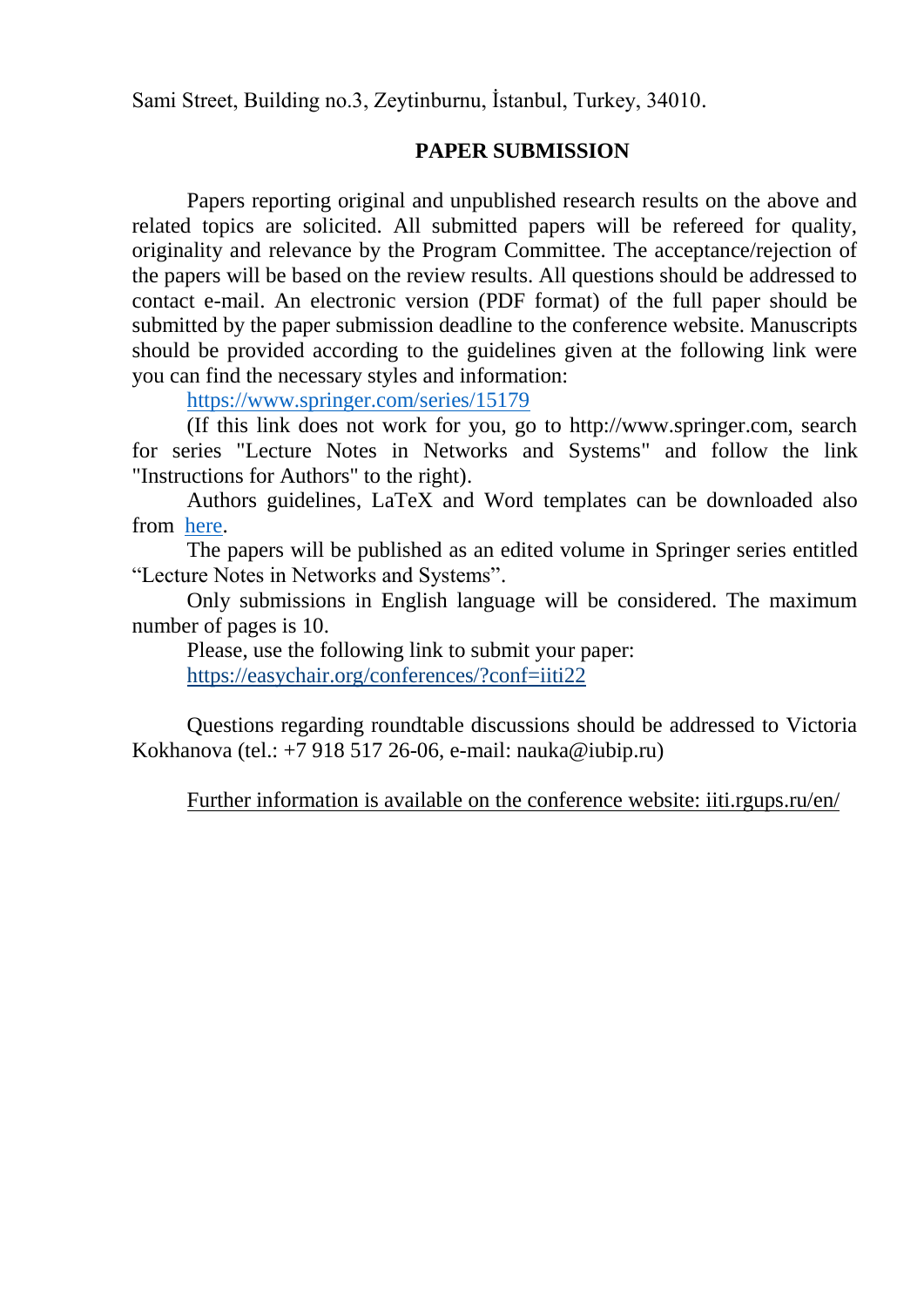Sami Street, Building no.3, Zeytinburnu, İstanbul, Turkey, 34010.

## PAPER SUBMISSION

Papers reporting original and unpublished research results on the above and related topics are solicited. All submitted papers will be refereed for quality, originality and relevance by the Program Committee. The acceptance/rejection of the papers will be based on the review results. All questions should be addressed to contact e-mail. An electronic version (PDF format) of the full paper should be submitted by the paper submission deadline to the conference website. Manuscripts should be provided according to the guidelines given at the following link were you can find the necessary styles and information:

https://www.springer.com/series/15179

(If this link does not work for you, go to http://www.springer.com, search for series "Lecture Notes in Networks and Systems" and follow the link "Instructions for Authors" to the right).

Authors guidelines, LaTeX and Word templates can be downloaded also from here.

The papers will be published as an edited volume in Springer series entitled "Lecture Notes in Networks and Systems".

Only submissions in English language will be considered. The maximum number of pages is 10.

Please, use the following link to submit your paper:
https://easychair.org/conferences/?conf=iiti22

Questions regarding roundtable discussions should be addressed to Victoria Kokhanova (tel.: +7 918 517 26-06, e-mail: nauka@iubip.ru)

Further information is available on the conference website: iiti.rgups.ru/en/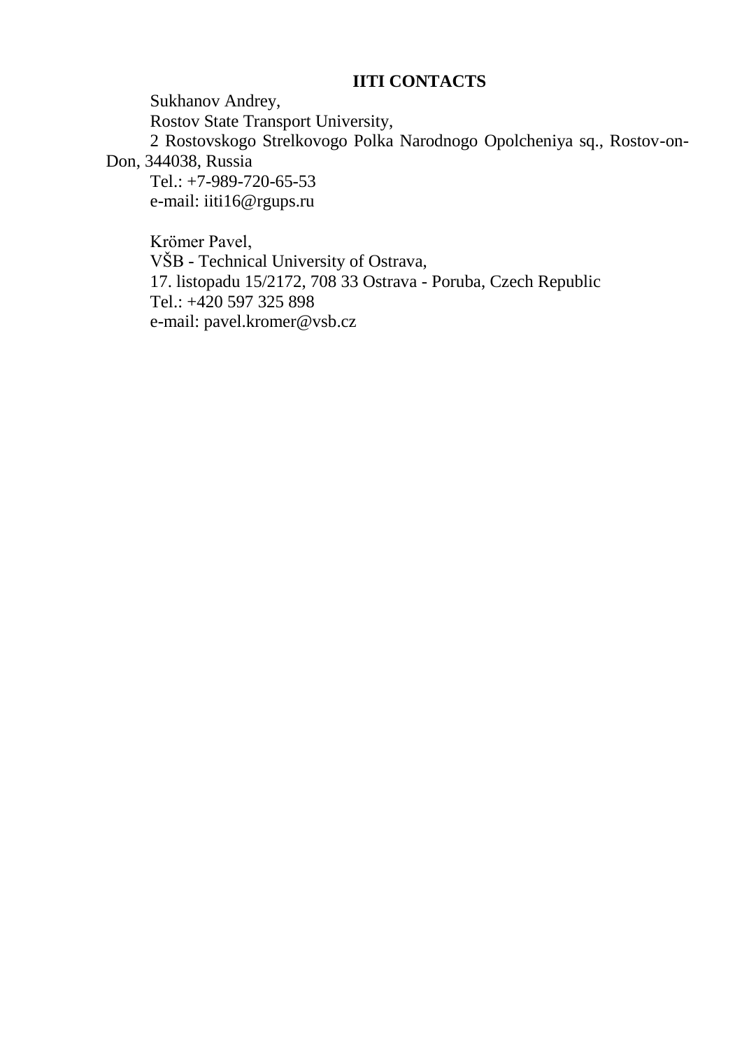**IITI CONTACTS**

Sukhanov Andrey,
Rostov State Transport University,
2 Rostovskogo Strelkovogo Polka Narodnogo Opolcheniya sq., Rostov-on-Don, 344038, Russia
Tel.: +7-989-720-65-53
e-mail: iiti16@rgups.ru

Krömer Pavel,
VŠB - Technical University of Ostrava,
17. listopadu 15/2172, 708 33 Ostrava - Poruba, Czech Republic
Tel.: +420 597 325 898
e-mail: pavel.kromer@vsb.cz